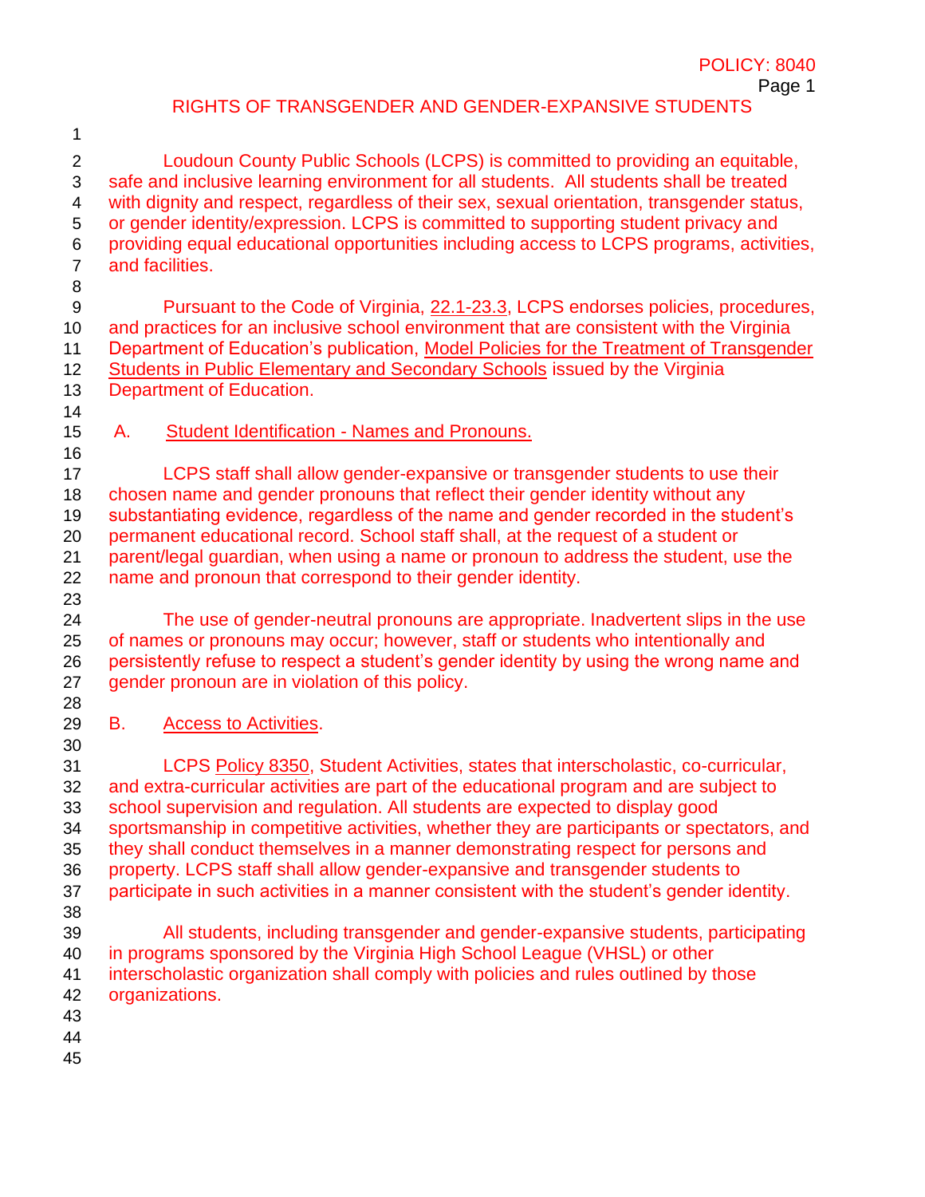POLICY: 8040

# RIGHTS OF TRANSGENDER AND GENDER-EXPANSIVE STUDENTS

Loudoun County Public Schools (LCPS) is committed to providing an equitable, safe and inclusive learning environment for all students. All students shall be treated with dignity and respect, regardless of their sex, sexual orientation, transgender status, or gender identity/expression. LCPS is committed to supporting student privacy and providing equal educational opportunities including access to LCPS programs, activities, and facilities.

Pursuant to the Code of Virginia, 22.1-23.3, LCPS endorses policies, procedures, and practices for an inclusive school environment that are consistent with the Virginia Department of Education's publication, Model Policies for the Treatment of Transgender Students in Public Elementary and Secondary Schools issued by the Virginia Department of Education.

## A. Student Identification - Names and Pronouns.

LCPS staff shall allow gender-expansive or transgender students to use their chosen name and gender pronouns that reflect their gender identity without any substantiating evidence, regardless of the name and gender recorded in the student's permanent educational record. School staff shall, at the request of a student or parent/legal guardian, when using a name or pronoun to address the student, use the name and pronoun that correspond to their gender identity.

The use of gender-neutral pronouns are appropriate. Inadvertent slips in the use of names or pronouns may occur; however, staff or students who intentionally and persistently refuse to respect a student's gender identity by using the wrong name and gender pronoun are in violation of this policy.

## B. Access to Activities.

LCPS Policy 8350, Student Activities, states that interscholastic, co-curricular, and extra-curricular activities are part of the educational program and are subject to school supervision and regulation. All students are expected to display good sportsmanship in competitive activities, whether they are participants or spectators, and they shall conduct themselves in a manner demonstrating respect for persons and property. LCPS staff shall allow gender-expansive and transgender students to participate in such activities in a manner consistent with the student's gender identity.

All students, including transgender and gender-expansive students, participating in programs sponsored by the Virginia High School League (VHSL) or other interscholastic organization shall comply with policies and rules outlined by those organizations.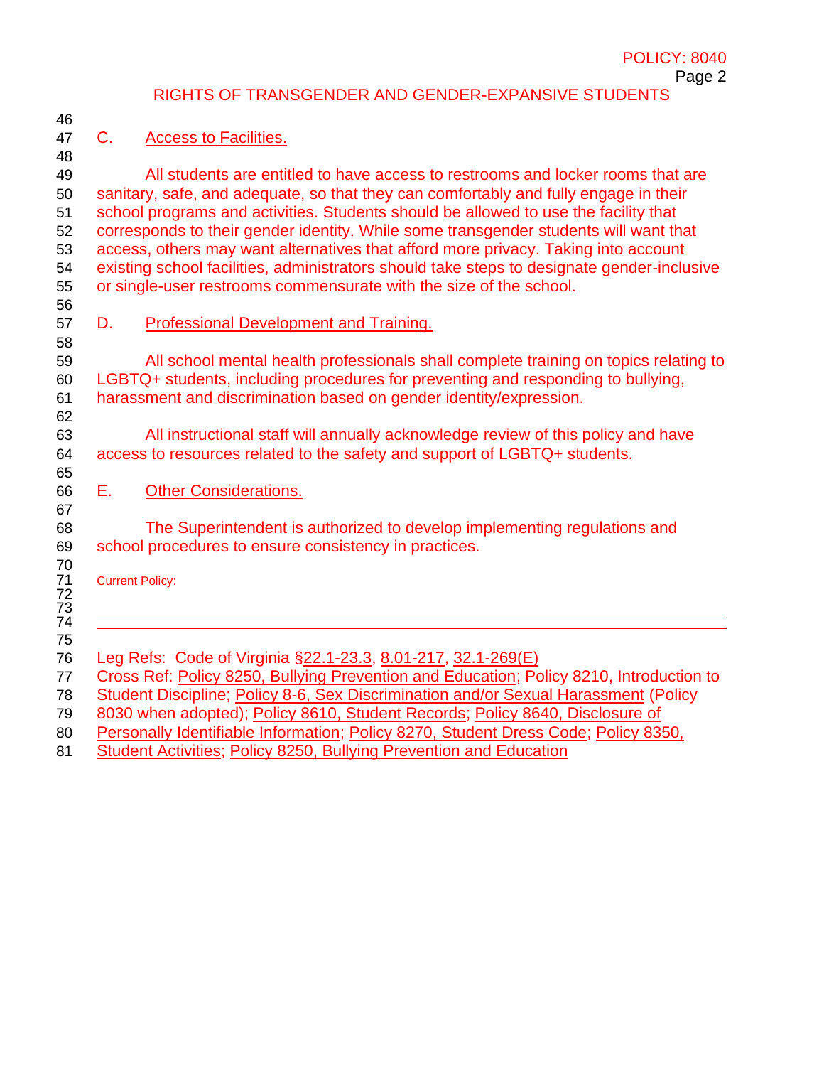C. Access to Facilities.

All students are entitled to have access to restrooms and locker rooms that are sanitary, safe, and adequate, so that they can comfortably and fully engage in their school programs and activities. Students should be allowed to use the facility that corresponds to their gender identity. While some transgender students will want that access, others may want alternatives that afford more privacy. Taking into account existing school facilities, administrators should take steps to designate gender-inclusive or single-user restrooms commensurate with the size of the school.

D. Professional Development and Training.

All school mental health professionals shall complete training on topics relating to LGBTQ+ students, including procedures for preventing and responding to bullying, harassment and discrimination based on gender identity/expression.

All instructional staff will annually acknowledge review of this policy and have access to resources related to the safety and support of LGBTQ+ students.

E. Other Considerations.

The Superintendent is authorized to develop implementing regulations and school procedures to ensure consistency in practices.

Current Policy:

---

Leg Refs: Code of Virginia §22.1-23.3, 8.01-217, 32.1-269(E)

Cross Ref: Policy 8250, Bullying Prevention and Education; Policy 8210, Introduction to Student Discipline; Policy 8-6, Sex Discrimination and/or Sexual Harassment (Policy 8030 when adopted); Policy 8610, Student Records; Policy 8640, Disclosure of Personally Identifiable Information; Policy 8270, Student Dress Code; Policy 8350, Student Activities; Policy 8250, Bullying Prevention and Education